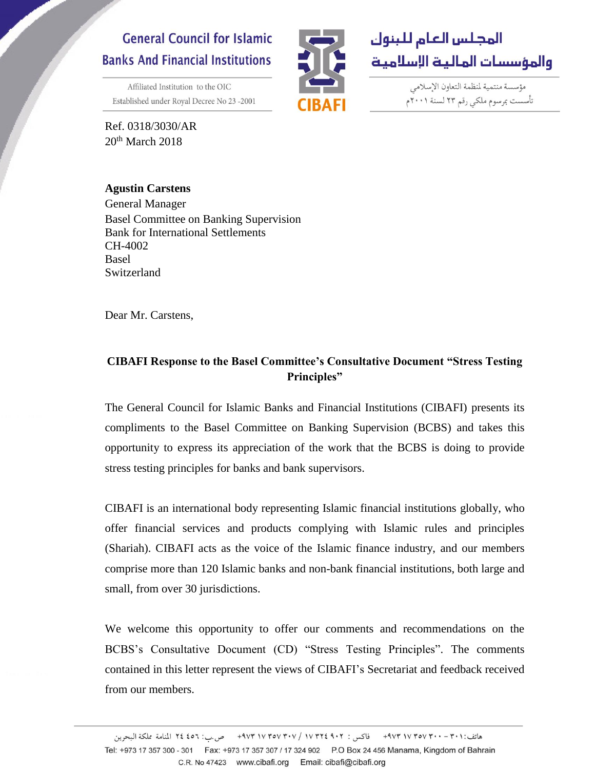General Council for Islamic Banks And Financial Institutions

Affiliated Institution to the OIC
Established under Royal Decree No 23 -2001

CIBAFI

المجلس العام للبنوك والمؤسسات المالية الإسلامية

مؤسسة منتمية لمنظمة التعاون الإسلامي
تأسست بمرسوم ملكي رقم ٢٣ لسنة ٢٠٠١م

Ref. 0318/3030/AR
20th March 2018

**Agustin Carstens**
General Manager
Basel Committee on Banking Supervision
Bank for International Settlements
CH-4002
Basel
Switzerland

Dear Mr. Carstens,

**CIBAFI Response to the Basel Committee's Consultative Document "Stress Testing Principles"**

The General Council for Islamic Banks and Financial Institutions (CIBAFI) presents its compliments to the Basel Committee on Banking Supervision (BCBS) and takes this opportunity to express its appreciation of the work that the BCBS is doing to provide stress testing principles for banks and bank supervisors.

CIBAFI is an international body representing Islamic financial institutions globally, who offer financial services and products complying with Islamic rules and principles (Shariah). CIBAFI acts as the voice of the Islamic finance industry, and our members comprise more than 120 Islamic banks and non-bank financial institutions, both large and small, from over 30 jurisdictions.

We welcome this opportunity to offer our comments and recommendations on the BCBS's Consultative Document (CD) "Stress Testing Principles". The comments contained in this letter represent the views of CIBAFI's Secretariat and feedback received from our members.

هاتف: ٣٠١ - ٣٠٠ ٣٥٧ ١٧ ٩٧٣+ فاكس: ٩٠٢ ٣٢٤ ١٧ / ٣٠٧ ٣٥٧ ١٧ ٩٧٣+ ص.ب: ٢٤٤٥٦ المنامة مملكة البحرين

Tel: +973 17 357 300 - 301 Fax: +973 17 357 307 / 17 324 902 P.O Box 24 456 Manama, Kingdom of Bahrain
C.R. No 47423 www.cibafi.org Email: cibafi@cibafi.org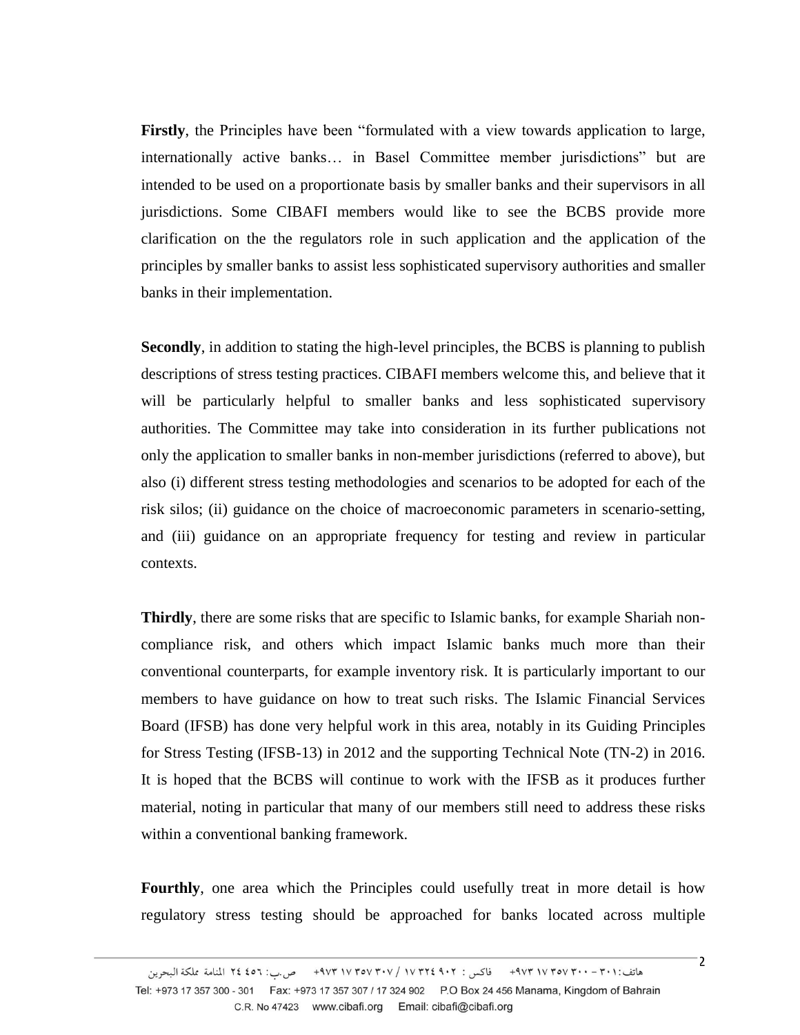**Firstly**, the Principles have been "formulated with a view towards application to large, internationally active banks… in Basel Committee member jurisdictions" but are intended to be used on a proportionate basis by smaller banks and their supervisors in all jurisdictions. Some CIBAFI members would like to see the BCBS provide more clarification on the the regulators role in such application and the application of the principles by smaller banks to assist less sophisticated supervisory authorities and smaller banks in their implementation.

**Secondly**, in addition to stating the high-level principles, the BCBS is planning to publish descriptions of stress testing practices. CIBAFI members welcome this, and believe that it will be particularly helpful to smaller banks and less sophisticated supervisory authorities. The Committee may take into consideration in its further publications not only the application to smaller banks in non-member jurisdictions (referred to above), but also (i) different stress testing methodologies and scenarios to be adopted for each of the risk silos; (ii) guidance on the choice of macroeconomic parameters in scenario-setting, and (iii) guidance on an appropriate frequency for testing and review in particular contexts.

**Thirdly**, there are some risks that are specific to Islamic banks, for example Shariah non-compliance risk, and others which impact Islamic banks much more than their conventional counterparts, for example inventory risk. It is particularly important to our members to have guidance on how to treat such risks. The Islamic Financial Services Board (IFSB) has done very helpful work in this area, notably in its Guiding Principles for Stress Testing (IFSB-13) in 2012 and the supporting Technical Note (TN-2) in 2016. It is hoped that the BCBS will continue to work with the IFSB as it produces further material, noting in particular that many of our members still need to address these risks within a conventional banking framework.

**Fourthly**, one area which the Principles could usefully treat in more detail is how regulatory stress testing should be approached for banks located across multiple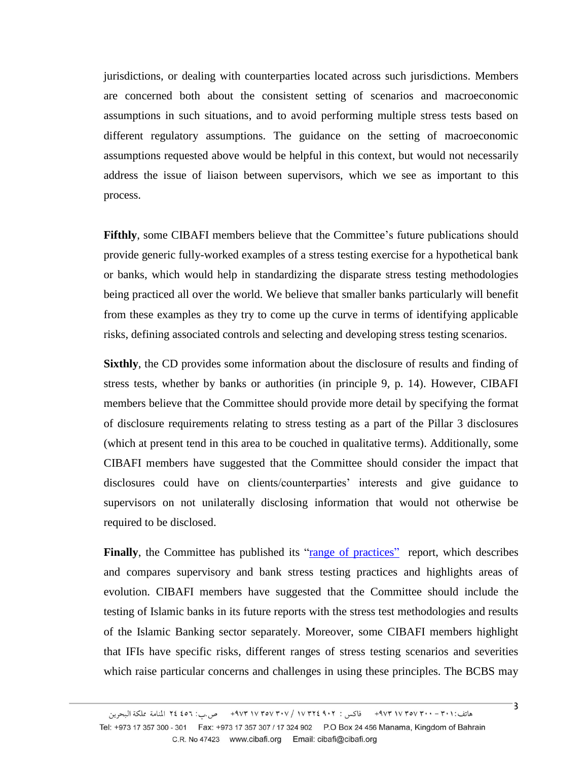jurisdictions, or dealing with counterparties located across such jurisdictions. Members are concerned both about the consistent setting of scenarios and macroeconomic assumptions in such situations, and to avoid performing multiple stress tests based on different regulatory assumptions. The guidance on the setting of macroeconomic assumptions requested above would be helpful in this context, but would not necessarily address the issue of liaison between supervisors, which we see as important to this process.

**Fifthly**, some CIBAFI members believe that the Committee's future publications should provide generic fully-worked examples of a stress testing exercise for a hypothetical bank or banks, which would help in standardizing the disparate stress testing methodologies being practiced all over the world. We believe that smaller banks particularly will benefit from these examples as they try to come up the curve in terms of identifying applicable risks, defining associated controls and selecting and developing stress testing scenarios.

**Sixthly**, the CD provides some information about the disclosure of results and finding of stress tests, whether by banks or authorities (in principle 9, p. 14). However, CIBAFI members believe that the Committee should provide more detail by specifying the format of disclosure requirements relating to stress testing as a part of the Pillar 3 disclosures (which at present tend in this area to be couched in qualitative terms). Additionally, some CIBAFI members have suggested that the Committee should consider the impact that disclosures could have on clients/counterparties' interests and give guidance to supervisors on not unilaterally disclosing information that would not otherwise be required to be disclosed.

**Finally**, the Committee has published its "range of practices" report, which describes and compares supervisory and bank stress testing practices and highlights areas of evolution. CIBAFI members have suggested that the Committee should include the testing of Islamic banks in its future reports with the stress test methodologies and results of the Islamic Banking sector separately. Moreover, some CIBAFI members highlight that IFIs have specific risks, different ranges of stress testing scenarios and severities which raise particular concerns and challenges in using these principles. The BCBS may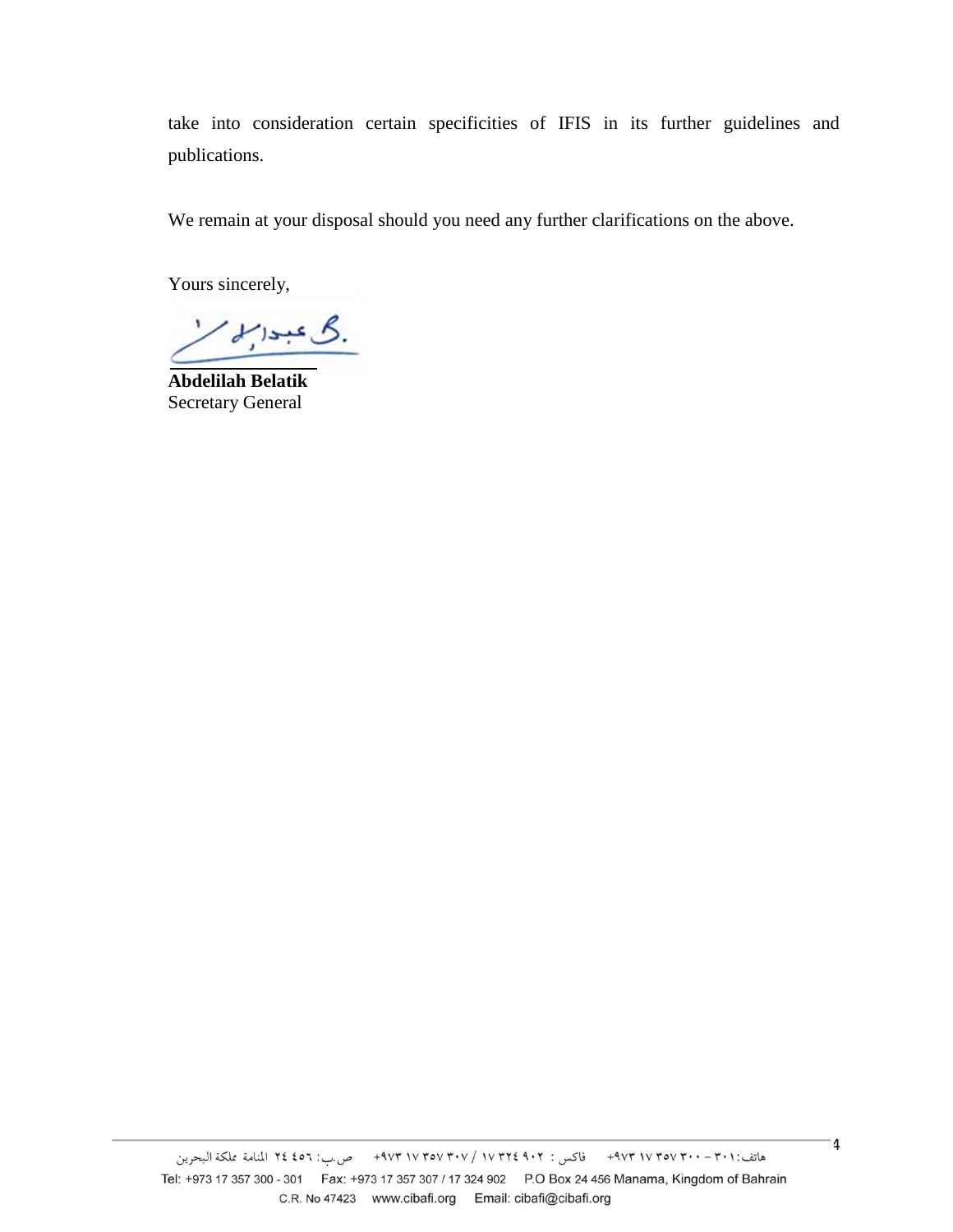take into consideration certain specificities of IFIS in its further guidelines and publications.

We remain at your disposal should you need any further clarifications on the above.

Yours sincerely,

**Abdelilah Belatik**
Secretary General